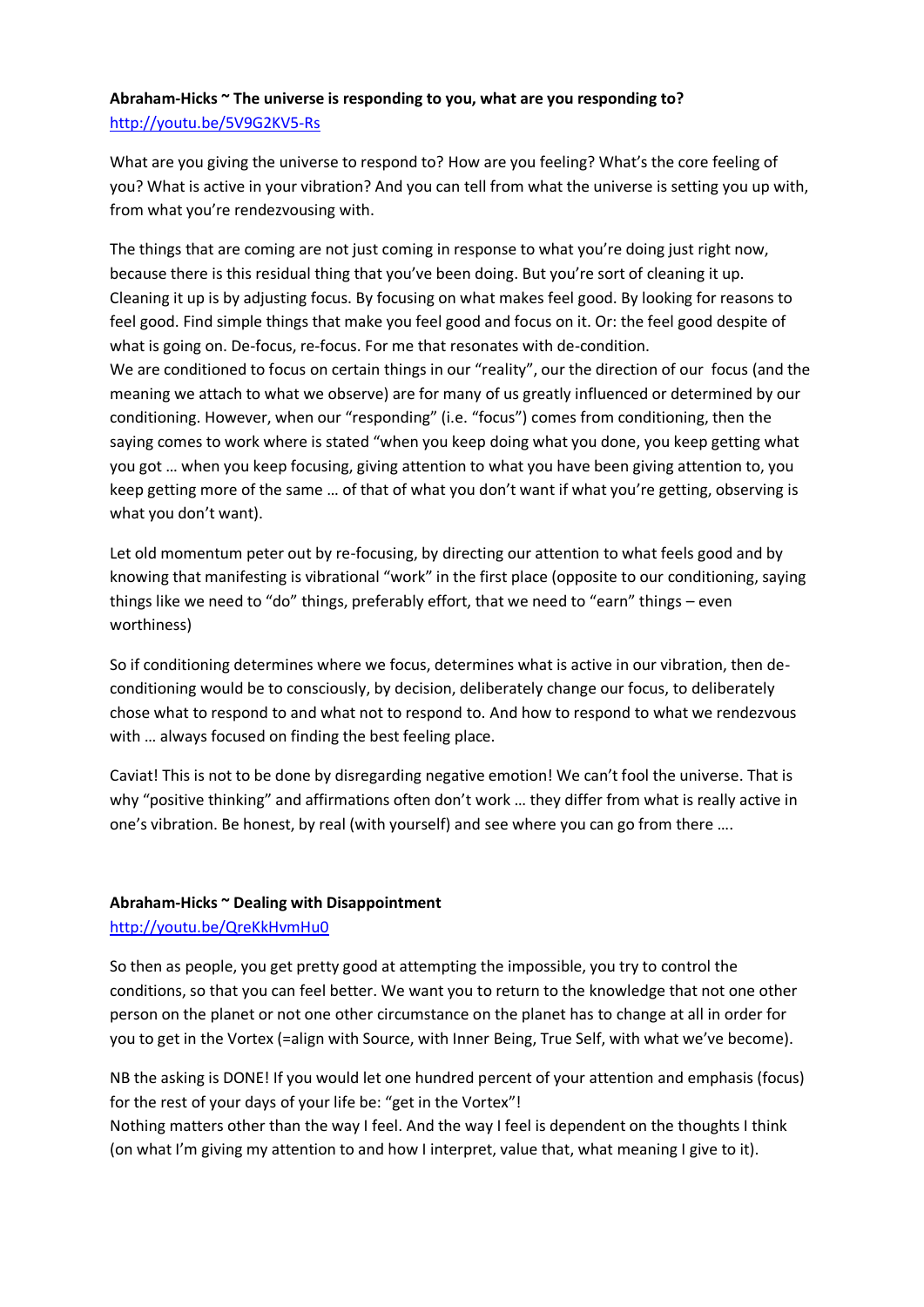**Abraham-Hicks ~ The universe is responding to you, what are you responding to?**
http://youtu.be/5V9G2KV5-Rs

What are you giving the universe to respond to? How are you feeling? What's the core feeling of you? What is active in your vibration? And you can tell from what the universe is setting you up with, from what you're rendezvousing with.

The things that are coming are not just coming in response to what you're doing just right now, because there is this residual thing that you've been doing. But you're sort of cleaning it up. Cleaning it up is by adjusting focus. By focusing on what makes feel good. By looking for reasons to feel good. Find simple things that make you feel good and focus on it. Or: the feel good despite of what is going on. De-focus, re-focus. For me that resonates with de-condition.
We are conditioned to focus on certain things in our "reality", our the direction of our focus (and the meaning we attach to what we observe) are for many of us greatly influenced or determined by our conditioning. However, when our "responding" (i.e. "focus") comes from conditioning, then the saying comes to work where is stated "when you keep doing what you done, you keep getting what you got … when you keep focusing, giving attention to what you have been giving attention to, you keep getting more of the same … of that of what you don't want if what you're getting, observing is what you don't want).

Let old momentum peter out by re-focusing, by directing our attention to what feels good and by knowing that manifesting is vibrational "work" in the first place (opposite to our conditioning, saying things like we need to "do" things, preferably effort, that we need to "earn" things – even worthiness)

So if conditioning determines where we focus, determines what is active in our vibration, then de-conditioning would be to consciously, by decision, deliberately change our focus, to deliberately chose what to respond to and what not to respond to. And how to respond to what we rendezvous with … always focused on finding the best feeling place.

Caviat! This is not to be done by disregarding negative emotion! We can't fool the universe. That is why "positive thinking" and affirmations often don't work … they differ from what is really active in one's vibration. Be honest, by real (with yourself) and see where you can go from there ….

**Abraham-Hicks ~ Dealing with Disappointment**
http://youtu.be/QreKkHvmHu0

So then as people, you get pretty good at attempting the impossible, you try to control the conditions, so that you can feel better. We want you to return to the knowledge that not one other person on the planet or not one other circumstance on the planet has to change at all in order for you to get in the Vortex (=align with Source, with Inner Being, True Self, with what we've become).

NB the asking is DONE! If you would let one hundred percent of your attention and emphasis (focus) for the rest of your days of your life be: "get in the Vortex"!
Nothing matters other than the way I feel. And the way I feel is dependent on the thoughts I think (on what I'm giving my attention to and how I interpret, value that, what meaning I give to it).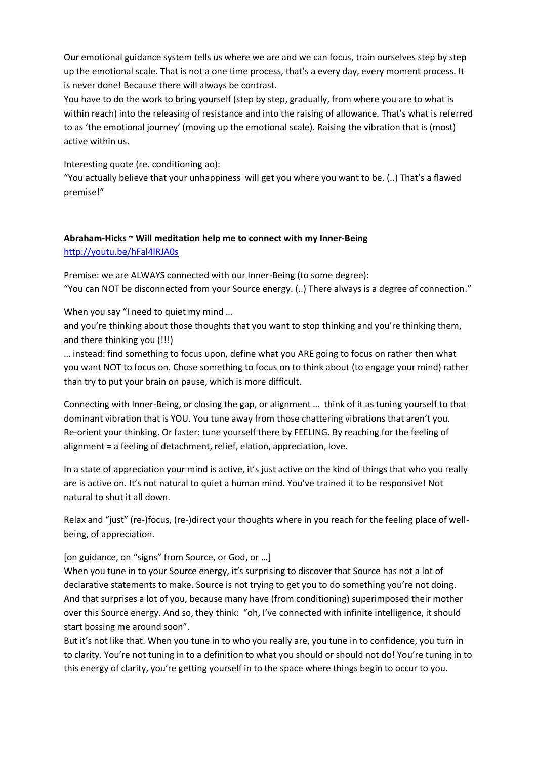Our emotional guidance system tells us where we are and we can focus, train ourselves step by step up the emotional scale. That is not a one time process, that's a every day, every moment process. It is never done! Because there will always be contrast.
You have to do the work to bring yourself (step by step, gradually, from where you are to what is within reach) into the releasing of resistance and into the raising of allowance. That's what is referred to as 'the emotional journey' (moving up the emotional scale). Raising the vibration that is (most) active within us.

Interesting quote (re. conditioning ao):
"You actually believe that your unhappiness will get you where you want to be. (..) That's a flawed premise!"

**Abraham-Hicks ~ Will meditation help me to connect with my Inner-Being**
http://youtu.be/hFal4lRJA0s

Premise: we are ALWAYS connected with our Inner-Being (to some degree):
"You can NOT be disconnected from your Source energy. (..) There always is a degree of connection."

When you say "I need to quiet my mind …
and you're thinking about those thoughts that you want to stop thinking and you're thinking them, and there thinking you (!!!)
… instead: find something to focus upon, define what you ARE going to focus on rather then what you want NOT to focus on. Chose something to focus on to think about (to engage your mind) rather than try to put your brain on pause, which is more difficult.

Connecting with Inner-Being, or closing the gap, or alignment … think of it as tuning yourself to that dominant vibration that is YOU. You tune away from those chattering vibrations that aren't you. Re-orient your thinking. Or faster: tune yourself there by FEELING. By reaching for the feeling of alignment = a feeling of detachment, relief, elation, appreciation, love.

In a state of appreciation your mind is active, it's just active on the kind of things that who you really are is active on. It's not natural to quiet a human mind. You've trained it to be responsive! Not natural to shut it all down.

Relax and "just" (re-)focus, (re-)direct your thoughts where in you reach for the feeling place of well-being, of appreciation.

[on guidance, on "signs" from Source, or God, or …]
When you tune in to your Source energy, it's surprising to discover that Source has not a lot of declarative statements to make. Source is not trying to get you to do something you're not doing. And that surprises a lot of you, because many have (from conditioning) superimposed their mother over this Source energy. And so, they think: "oh, I've connected with infinite intelligence, it should start bossing me around soon".
But it's not like that. When you tune in to who you really are, you tune in to confidence, you turn in to clarity. You're not tuning in to a definition to what you should or should not do! You're tuning in to this energy of clarity, you're getting yourself in to the space where things begin to occur to you.